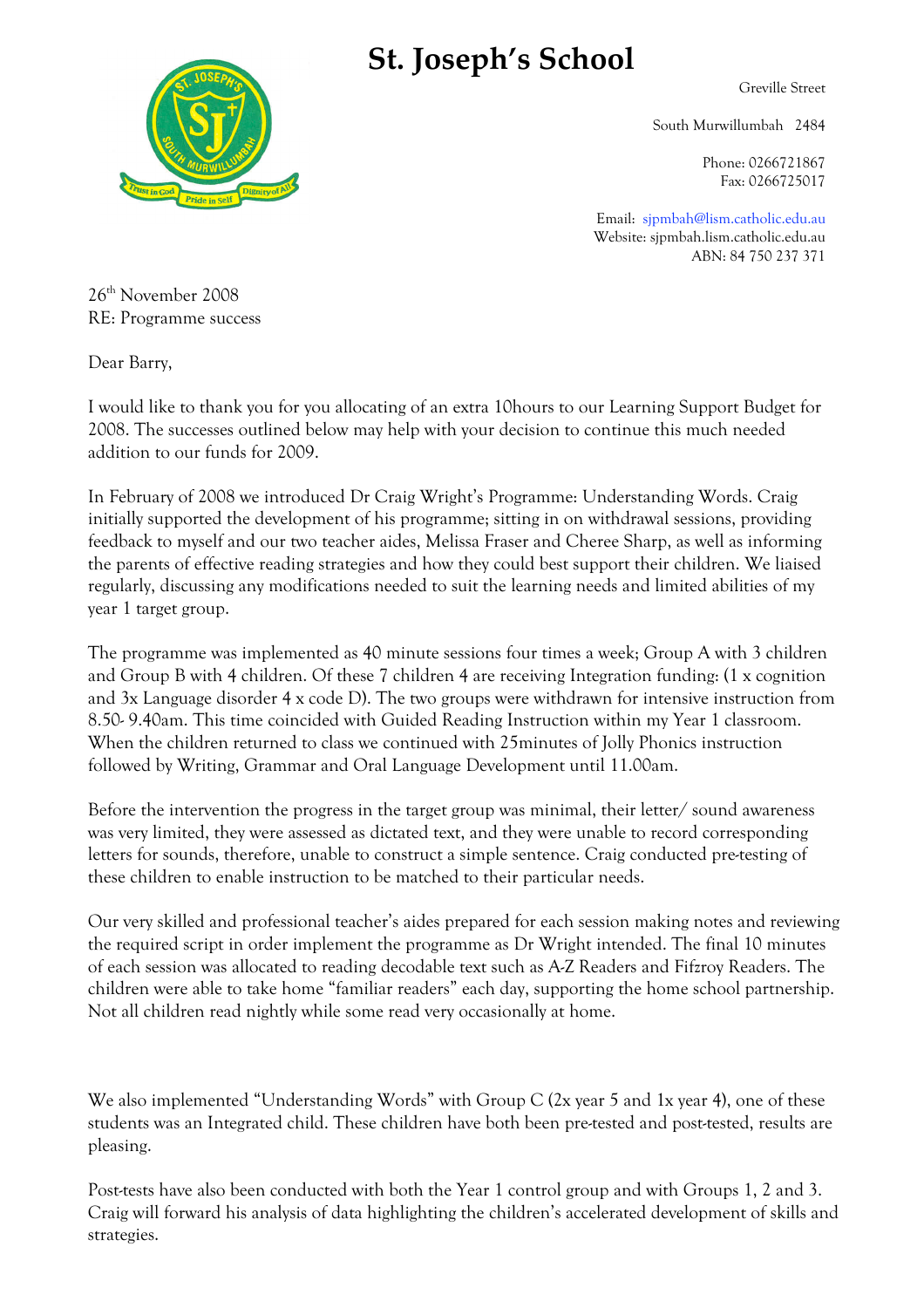# St. Joseph's School

Greville Street

South Murwillumbah 2484

Phone: 0266721867
Fax: 0266725017

Email: sjpmbah@lism.catholic.edu.au
Website: sjpmbah.lism.catholic.edu.au
ABN: 84 750 237 371

26th November 2008
RE: Programme success

Dear Barry,

I would like to thank you for you allocating of an extra 10hours to our Learning Support Budget for 2008. The successes outlined below may help with your decision to continue this much needed addition to our funds for 2009.

In February of 2008 we introduced Dr Craig Wright's Programme: Understanding Words. Craig initially supported the development of his programme; sitting in on withdrawal sessions, providing feedback to myself and our two teacher aides, Melissa Fraser and Cheree Sharp, as well as informing the parents of effective reading strategies and how they could best support their children. We liaised regularly, discussing any modifications needed to suit the learning needs and limited abilities of my year 1 target group.

The programme was implemented as 40 minute sessions four times a week; Group A with 3 children and Group B with 4 children. Of these 7 children 4 are receiving Integration funding: (1 x cognition and 3x Language disorder 4 x code D). The two groups were withdrawn for intensive instruction from 8.50- 9.40am. This time coincided with Guided Reading Instruction within my Year 1 classroom. When the children returned to class we continued with 25minutes of Jolly Phonics instruction followed by Writing, Grammar and Oral Language Development until 11.00am.

Before the intervention the progress in the target group was minimal, their letter/ sound awareness was very limited, they were assessed as dictated text, and they were unable to record corresponding letters for sounds, therefore, unable to construct a simple sentence. Craig conducted pre-testing of these children to enable instruction to be matched to their particular needs.

Our very skilled and professional teacher's aides prepared for each session making notes and reviewing the required script in order implement the programme as Dr Wright intended. The final 10 minutes of each session was allocated to reading decodable text such as A-Z Readers and Fifzroy Readers. The children were able to take home "familiar readers" each day, supporting the home school partnership. Not all children read nightly while some read very occasionally at home.

We also implemented "Understanding Words" with Group C (2x year 5 and 1x year 4), one of these students was an Integrated child. These children have both been pre-tested and post-tested, results are pleasing.

Post-tests have also been conducted with both the Year 1 control group and with Groups 1, 2 and 3. Craig will forward his analysis of data highlighting the children's accelerated development of skills and strategies.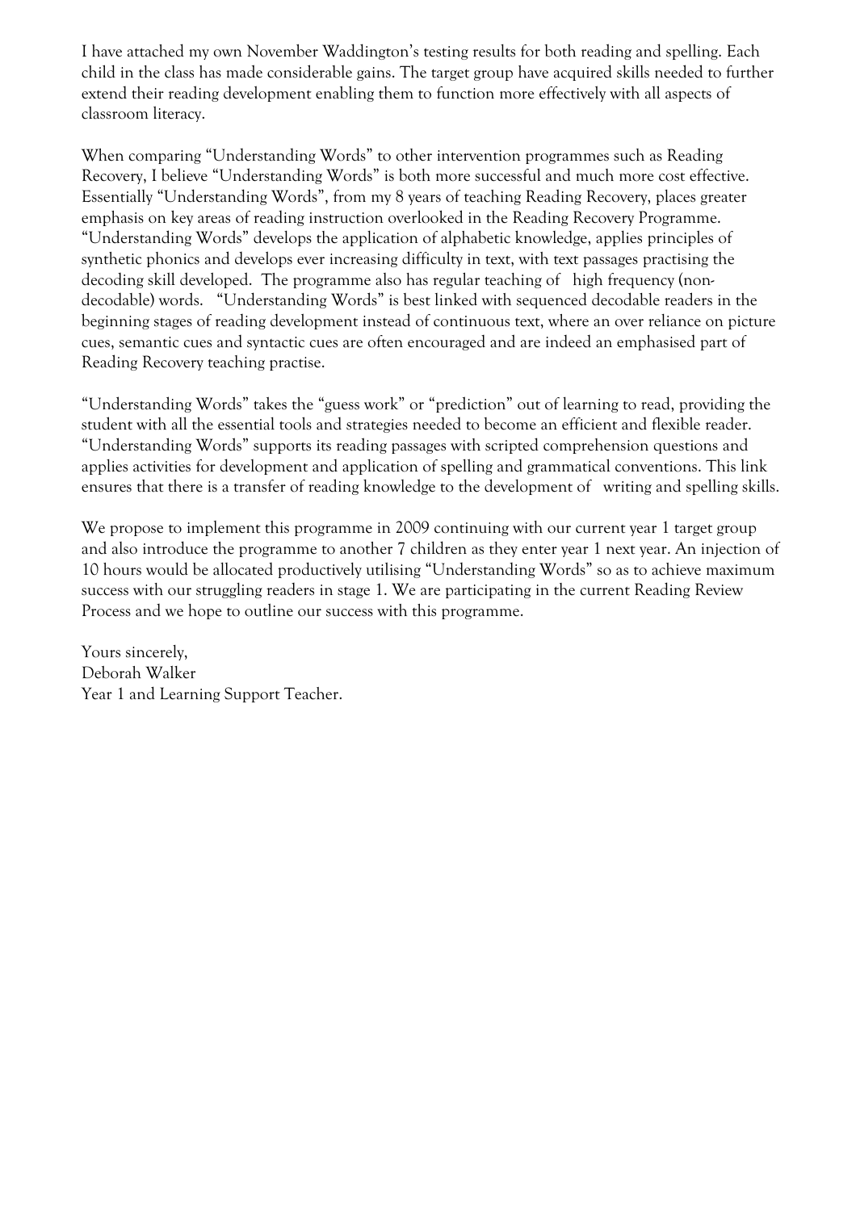I have attached my own November Waddington's testing results for both reading and spelling. Each child in the class has made considerable gains. The target group have acquired skills needed to further extend their reading development enabling them to function more effectively with all aspects of classroom literacy.

When comparing "Understanding Words" to other intervention programmes such as Reading Recovery, I believe "Understanding Words" is both more successful and much more cost effective. Essentially "Understanding Words", from my 8 years of teaching Reading Recovery, places greater emphasis on key areas of reading instruction overlooked in the Reading Recovery Programme. "Understanding Words" develops the application of alphabetic knowledge, applies principles of synthetic phonics and develops ever increasing difficulty in text, with text passages practising the decoding skill developed. The programme also has regular teaching of high frequency (non-decodable) words. "Understanding Words" is best linked with sequenced decodable readers in the beginning stages of reading development instead of continuous text, where an over reliance on picture cues, semantic cues and syntactic cues are often encouraged and are indeed an emphasised part of Reading Recovery teaching practise.

"Understanding Words" takes the "guess work" or "prediction" out of learning to read, providing the student with all the essential tools and strategies needed to become an efficient and flexible reader. "Understanding Words" supports its reading passages with scripted comprehension questions and applies activities for development and application of spelling and grammatical conventions. This link ensures that there is a transfer of reading knowledge to the development of writing and spelling skills.

We propose to implement this programme in 2009 continuing with our current year 1 target group and also introduce the programme to another 7 children as they enter year 1 next year. An injection of 10 hours would be allocated productively utilising "Understanding Words" so as to achieve maximum success with our struggling readers in stage 1. We are participating in the current Reading Review Process and we hope to outline our success with this programme.

Yours sincerely,
Deborah Walker
Year 1 and Learning Support Teacher.